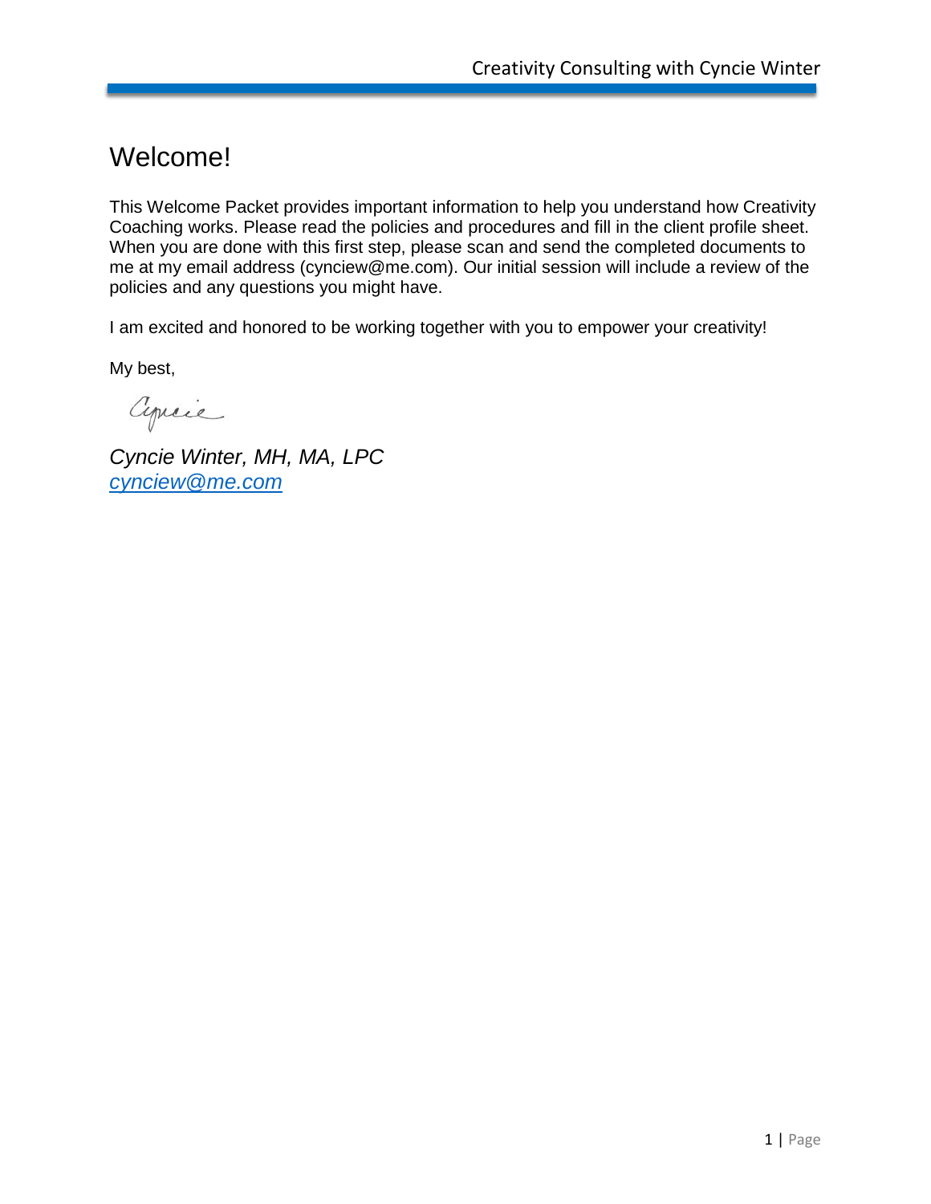# Welcome!

This Welcome Packet provides important information to help you understand how Creativity Coaching works. Please read the policies and procedures and fill in the client profile sheet. When you are done with this first step, please scan and send the completed documents to me at my email address (cynciew@me.com). Our initial session will include a review of the policies and any questions you might have.

I am excited and honored to be working together with you to empower your creativity!

My best,

Cyncie

*Cyncie Winter, MH, MA, LPC*
*cynciew@me.com*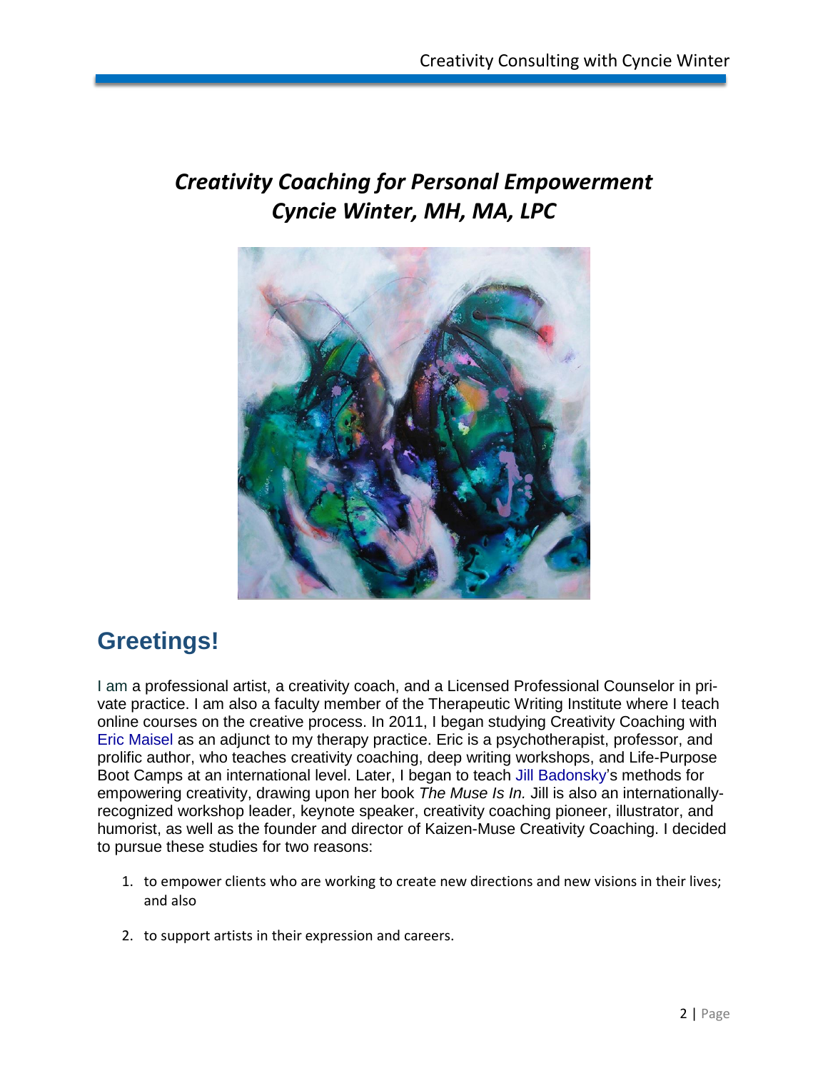## *Creativity Coaching for Personal Empowerment*
## *Cyncie Winter, MH, MA, LPC*

# Greetings!

I am a professional artist, a creativity coach, and a Licensed Professional Counselor in private practice. I am also a faculty member of the Therapeutic Writing Institute where I teach online courses on the creative process. In 2011, I began studying Creativity Coaching with Eric Maisel as an adjunct to my therapy practice. Eric is a psychotherapist, professor, and prolific author, who teaches creativity coaching, deep writing workshops, and Life-Purpose Boot Camps at an international level. Later, I began to teach Jill Badonsky's methods for empowering creativity, drawing upon her book *The Muse Is In.* Jill is also an internationally-recognized workshop leader, keynote speaker, creativity coaching pioneer, illustrator, and humorist, as well as the founder and director of Kaizen-Muse Creativity Coaching. I decided to pursue these studies for two reasons:

1. to empower clients who are working to create new directions and new visions in their lives; and also

2. to support artists in their expression and careers.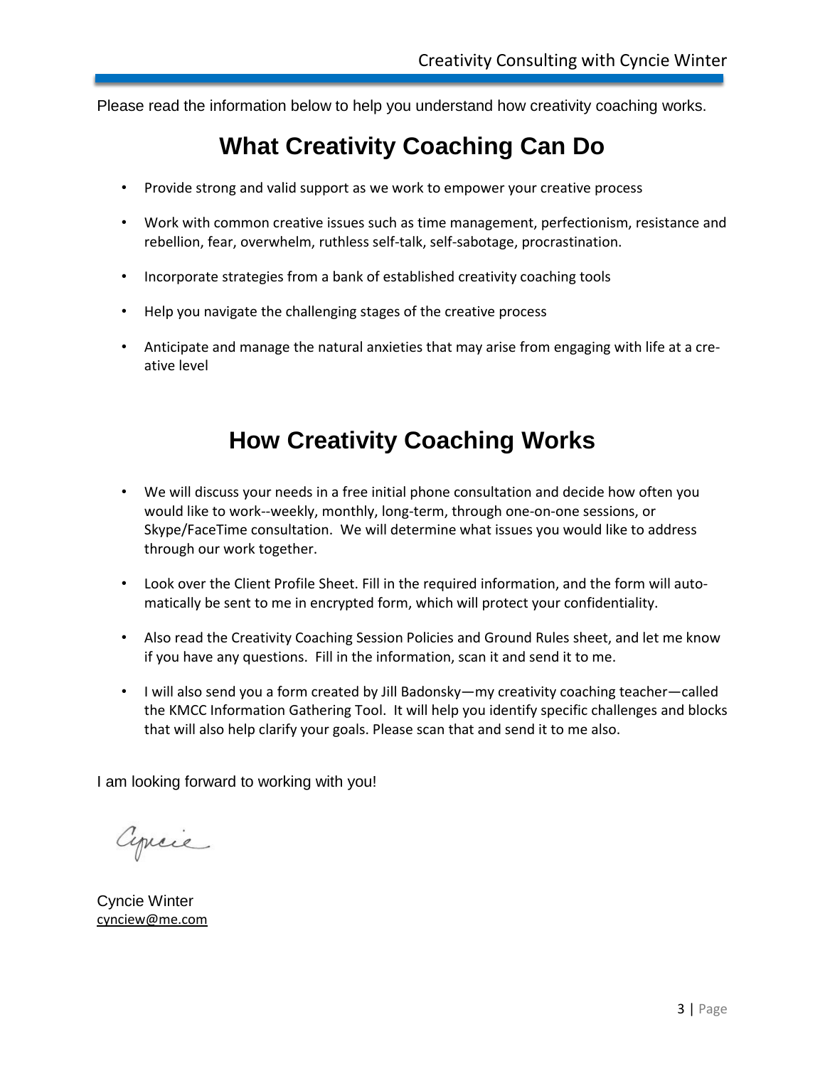Please read the information below to help you understand how creativity coaching works.

# What Creativity Coaching Can Do

- Provide strong and valid support as we work to empower your creative process
- Work with common creative issues such as time management, perfectionism, resistance and rebellion, fear, overwhelm, ruthless self-talk, self-sabotage, procrastination.
- Incorporate strategies from a bank of established creativity coaching tools
- Help you navigate the challenging stages of the creative process
- Anticipate and manage the natural anxieties that may arise from engaging with life at a creative level

# How Creativity Coaching Works

- We will discuss your needs in a free initial phone consultation and decide how often you would like to work--weekly, monthly, long-term, through one-on-one sessions, or Skype/FaceTime consultation. We will determine what issues you would like to address through our work together.
- Look over the Client Profile Sheet. Fill in the required information, and the form will automatically be sent to me in encrypted form, which will protect your confidentiality.
- Also read the Creativity Coaching Session Policies and Ground Rules sheet, and let me know if you have any questions. Fill in the information, scan it and send it to me.
- I will also send you a form created by Jill Badonsky—my creativity coaching teacher—called the KMCC Information Gathering Tool. It will help you identify specific challenges and blocks that will also help clarify your goals. Please scan that and send it to me also.

I am looking forward to working with you!

Cyncie

Cyncie Winter
cynciew@me.com